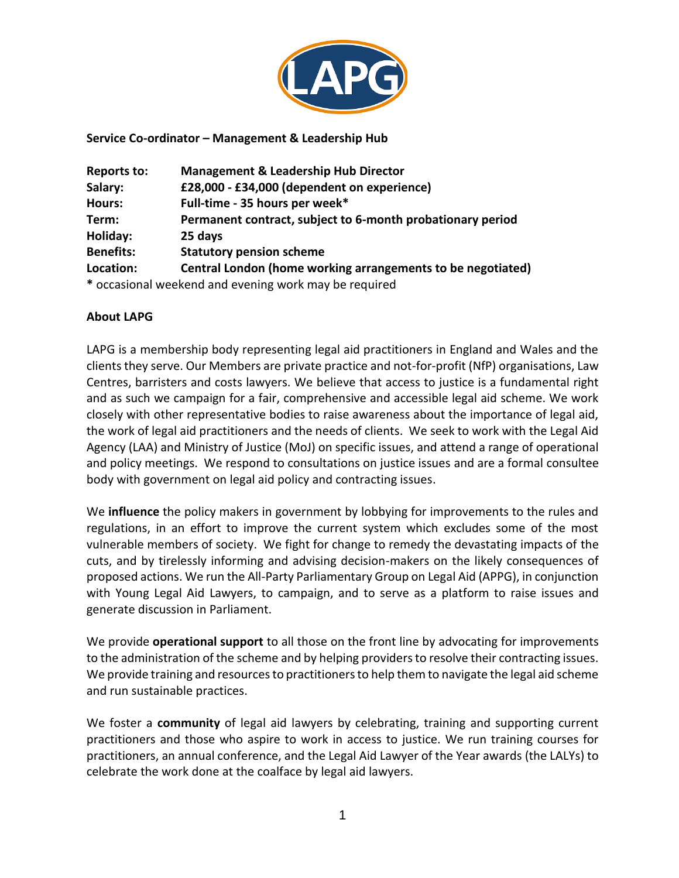**Service Co-ordinator – Management & Leadership Hub**

| | |
|---|---|
| **Reports to:** | **Management & Leadership Hub Director** |
| **Salary:** | **£28,000 - £34,000 (dependent on experience)** |
| **Hours:** | **Full-time - 35 hours per week*** |
| **Term:** | **Permanent contract, subject to 6-month probationary period** |
| **Holiday:** | **25 days** |
| **Benefits:** | **Statutory pension scheme** |
| **Location:** | **Central London (home working arrangements to be negotiated)** |

**\*** occasional weekend and evening work may be required

**About LAPG**

LAPG is a membership body representing legal aid practitioners in England and Wales and the clients they serve. Our Members are private practice and not-for-profit (NfP) organisations, Law Centres, barristers and costs lawyers. We believe that access to justice is a fundamental right and as such we campaign for a fair, comprehensive and accessible legal aid scheme. We work closely with other representative bodies to raise awareness about the importance of legal aid, the work of legal aid practitioners and the needs of clients. We seek to work with the Legal Aid Agency (LAA) and Ministry of Justice (MoJ) on specific issues, and attend a range of operational and policy meetings. We respond to consultations on justice issues and are a formal consultee body with government on legal aid policy and contracting issues.

We **influence** the policy makers in government by lobbying for improvements to the rules and regulations, in an effort to improve the current system which excludes some of the most vulnerable members of society. We fight for change to remedy the devastating impacts of the cuts, and by tirelessly informing and advising decision-makers on the likely consequences of proposed actions. We run the All-Party Parliamentary Group on Legal Aid (APPG), in conjunction with Young Legal Aid Lawyers, to campaign, and to serve as a platform to raise issues and generate discussion in Parliament.

We provide **operational support** to all those on the front line by advocating for improvements to the administration of the scheme and by helping providers to resolve their contracting issues. We provide training and resources to practitioners to help them to navigate the legal aid scheme and run sustainable practices.

We foster a **community** of legal aid lawyers by celebrating, training and supporting current practitioners and those who aspire to work in access to justice. We run training courses for practitioners, an annual conference, and the Legal Aid Lawyer of the Year awards (the LALYs) to celebrate the work done at the coalface by legal aid lawyers.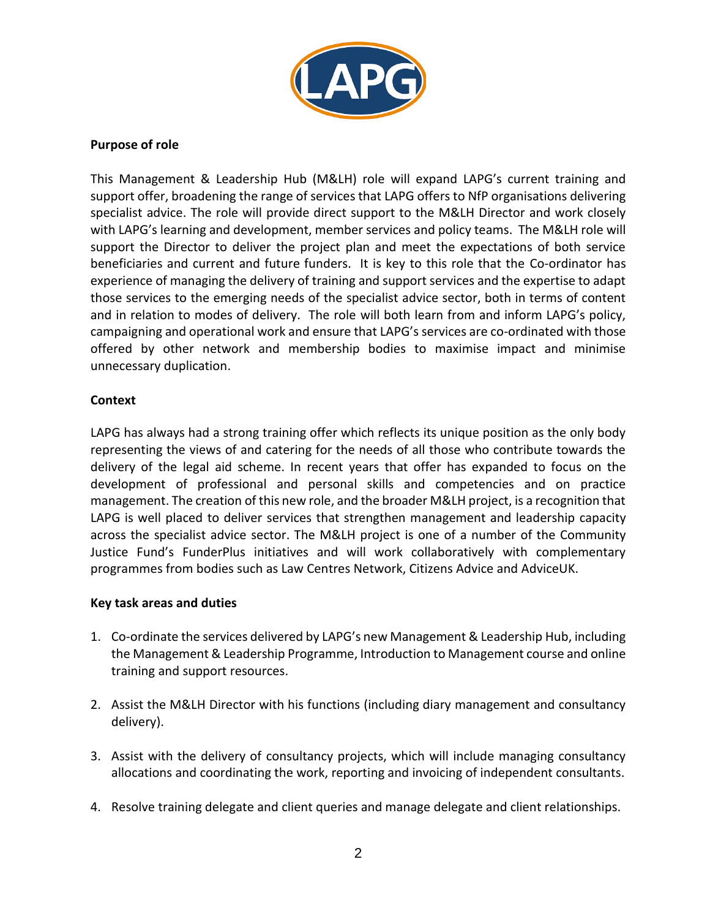**Purpose of role**

This Management & Leadership Hub (M&LH) role will expand LAPG's current training and support offer, broadening the range of services that LAPG offers to NfP organisations delivering specialist advice. The role will provide direct support to the M&LH Director and work closely with LAPG's learning and development, member services and policy teams. The M&LH role will support the Director to deliver the project plan and meet the expectations of both service beneficiaries and current and future funders. It is key to this role that the Co-ordinator has experience of managing the delivery of training and support services and the expertise to adapt those services to the emerging needs of the specialist advice sector, both in terms of content and in relation to modes of delivery. The role will both learn from and inform LAPG's policy, campaigning and operational work and ensure that LAPG's services are co-ordinated with those offered by other network and membership bodies to maximise impact and minimise unnecessary duplication.

**Context**

LAPG has always had a strong training offer which reflects its unique position as the only body representing the views of and catering for the needs of all those who contribute towards the delivery of the legal aid scheme. In recent years that offer has expanded to focus on the development of professional and personal skills and competencies and on practice management. The creation of this new role, and the broader M&LH project, is a recognition that LAPG is well placed to deliver services that strengthen management and leadership capacity across the specialist advice sector. The M&LH project is one of a number of the Community Justice Fund's FunderPlus initiatives and will work collaboratively with complementary programmes from bodies such as Law Centres Network, Citizens Advice and AdviceUK.

**Key task areas and duties**

1. Co-ordinate the services delivered by LAPG's new Management & Leadership Hub, including the Management & Leadership Programme, Introduction to Management course and online training and support resources.

2. Assist the M&LH Director with his functions (including diary management and consultancy delivery).

3. Assist with the delivery of consultancy projects, which will include managing consultancy allocations and coordinating the work, reporting and invoicing of independent consultants.

4. Resolve training delegate and client queries and manage delegate and client relationships.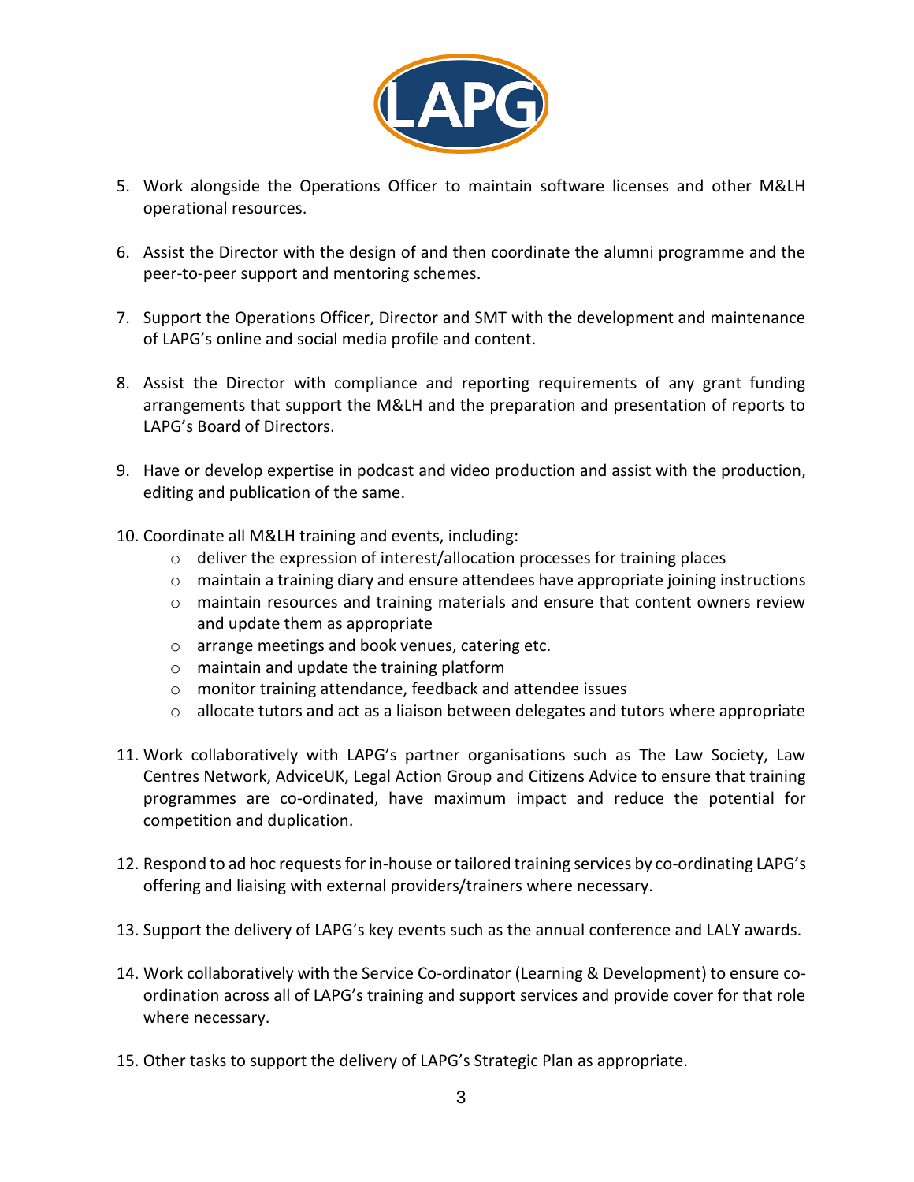5. Work alongside the Operations Officer to maintain software licenses and other M&LH operational resources.

6. Assist the Director with the design of and then coordinate the alumni programme and the peer-to-peer support and mentoring schemes.

7. Support the Operations Officer, Director and SMT with the development and maintenance of LAPG's online and social media profile and content.

8. Assist the Director with compliance and reporting requirements of any grant funding arrangements that support the M&LH and the preparation and presentation of reports to LAPG's Board of Directors.

9. Have or develop expertise in podcast and video production and assist with the production, editing and publication of the same.

10. Coordinate all M&LH training and events, including:
    - deliver the expression of interest/allocation processes for training places
    - maintain a training diary and ensure attendees have appropriate joining instructions
    - maintain resources and training materials and ensure that content owners review and update them as appropriate
    - arrange meetings and book venues, catering etc.
    - maintain and update the training platform
    - monitor training attendance, feedback and attendee issues
    - allocate tutors and act as a liaison between delegates and tutors where appropriate

11. Work collaboratively with LAPG's partner organisations such as The Law Society, Law Centres Network, AdviceUK, Legal Action Group and Citizens Advice to ensure that training programmes are co-ordinated, have maximum impact and reduce the potential for competition and duplication.

12. Respond to ad hoc requests for in-house or tailored training services by co-ordinating LAPG's offering and liaising with external providers/trainers where necessary.

13. Support the delivery of LAPG's key events such as the annual conference and LALY awards.

14. Work collaboratively with the Service Co-ordinator (Learning & Development) to ensure co-ordination across all of LAPG's training and support services and provide cover for that role where necessary.

15. Other tasks to support the delivery of LAPG's Strategic Plan as appropriate.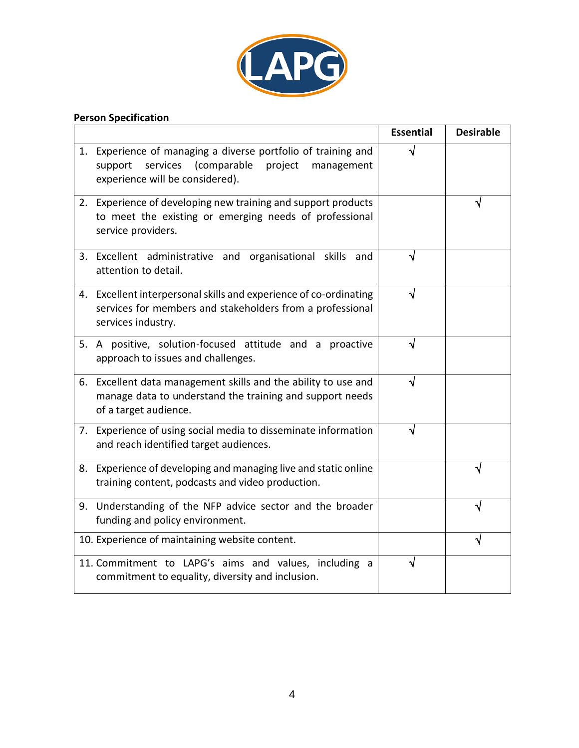**Person Specification**

| | Essential | Desirable |
|---|---|---|
| 1. Experience of managing a diverse portfolio of training and support services (comparable project management experience will be considered). | √ | |
| 2. Experience of developing new training and support products to meet the existing or emerging needs of professional service providers. | | √ |
| 3. Excellent administrative and organisational skills and attention to detail. | √ | |
| 4. Excellent interpersonal skills and experience of co-ordinating services for members and stakeholders from a professional services industry. | √ | |
| 5. A positive, solution-focused attitude and a proactive approach to issues and challenges. | √ | |
| 6. Excellent data management skills and the ability to use and manage data to understand the training and support needs of a target audience. | √ | |
| 7. Experience of using social media to disseminate information and reach identified target audiences. | √ | |
| 8. Experience of developing and managing live and static online training content, podcasts and video production. | | √ |
| 9. Understanding of the NFP advice sector and the broader funding and policy environment. | | √ |
| 10. Experience of maintaining website content. | | √ |
| 11. Commitment to LAPG's aims and values, including a commitment to equality, diversity and inclusion. | √ | |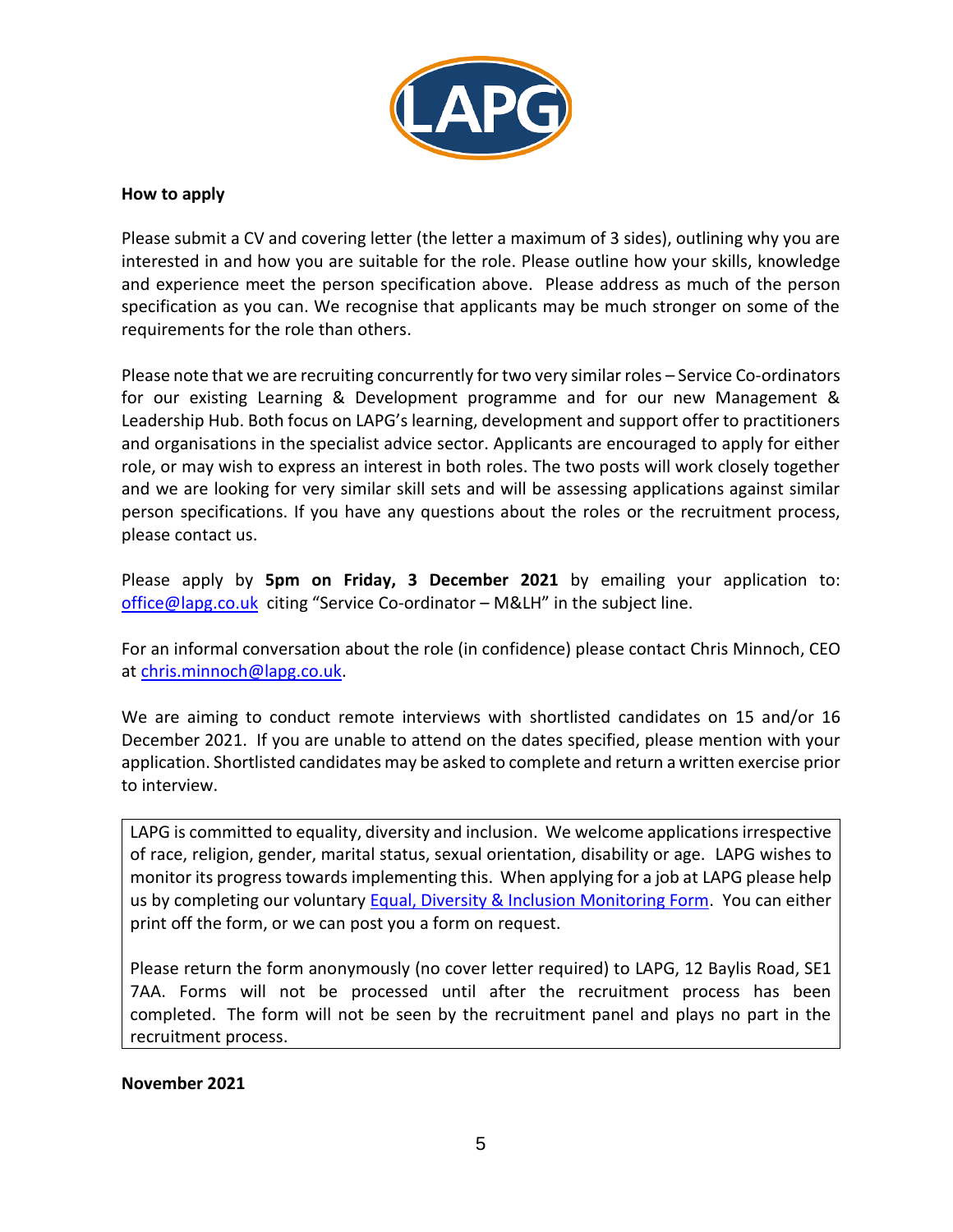**How to apply**

Please submit a CV and covering letter (the letter a maximum of 3 sides), outlining why you are interested in and how you are suitable for the role. Please outline how your skills, knowledge and experience meet the person specification above. Please address as much of the person specification as you can. We recognise that applicants may be much stronger on some of the requirements for the role than others.

Please note that we are recruiting concurrently for two very similar roles – Service Co-ordinators for our existing Learning & Development programme and for our new Management & Leadership Hub. Both focus on LAPG's learning, development and support offer to practitioners and organisations in the specialist advice sector. Applicants are encouraged to apply for either role, or may wish to express an interest in both roles. The two posts will work closely together and we are looking for very similar skill sets and will be assessing applications against similar person specifications. If you have any questions about the roles or the recruitment process, please contact us.

Please apply by **5pm on Friday, 3 December 2021** by emailing your application to: office@lapg.co.uk citing "Service Co-ordinator – M&LH" in the subject line.

For an informal conversation about the role (in confidence) please contact Chris Minnoch, CEO at chris.minnoch@lapg.co.uk.

We are aiming to conduct remote interviews with shortlisted candidates on 15 and/or 16 December 2021. If you are unable to attend on the dates specified, please mention with your application. Shortlisted candidates may be asked to complete and return a written exercise prior to interview.

LAPG is committed to equality, diversity and inclusion. We welcome applications irrespective of race, religion, gender, marital status, sexual orientation, disability or age. LAPG wishes to monitor its progress towards implementing this. When applying for a job at LAPG please help us by completing our voluntary Equal, Diversity & Inclusion Monitoring Form. You can either print off the form, or we can post you a form on request.

Please return the form anonymously (no cover letter required) to LAPG, 12 Baylis Road, SE1 7AA. Forms will not be processed until after the recruitment process has been completed. The form will not be seen by the recruitment panel and plays no part in the recruitment process.

**November 2021**